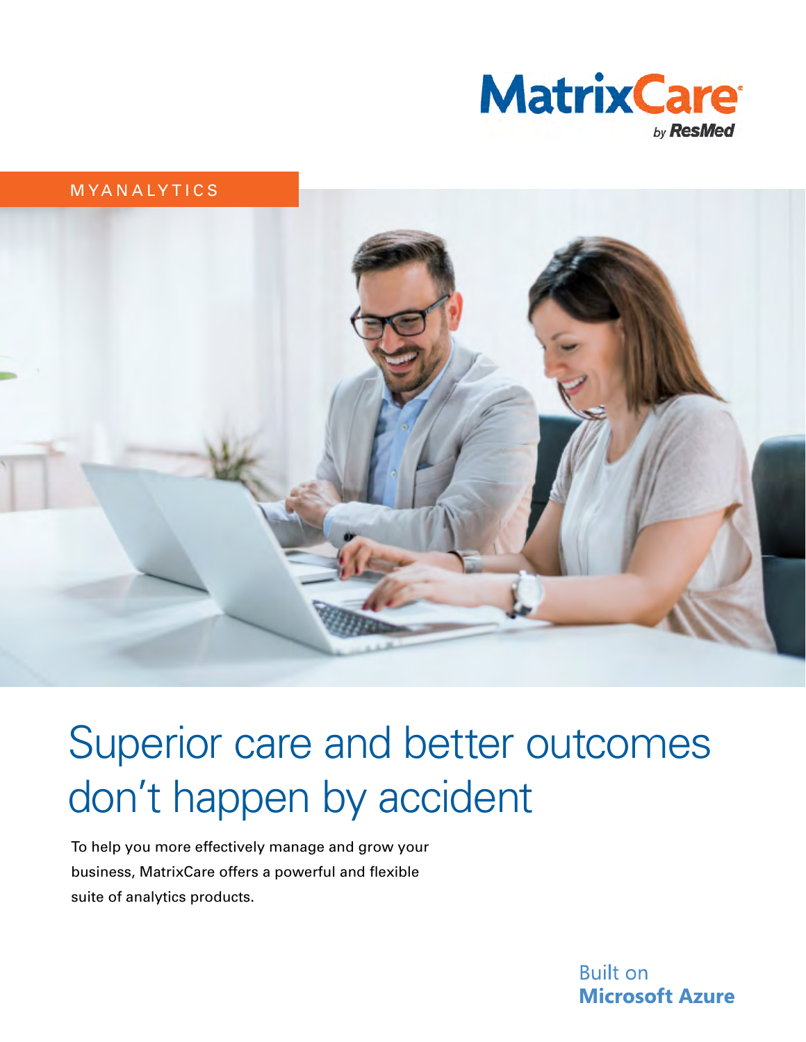MatrixCare
by ResMed

MYANALYTICS

# Superior care and better outcomes don't happen by accident

To help you more effectively manage and grow your business, MatrixCare offers a powerful and flexible suite of analytics products.

Built on
**Microsoft Azure**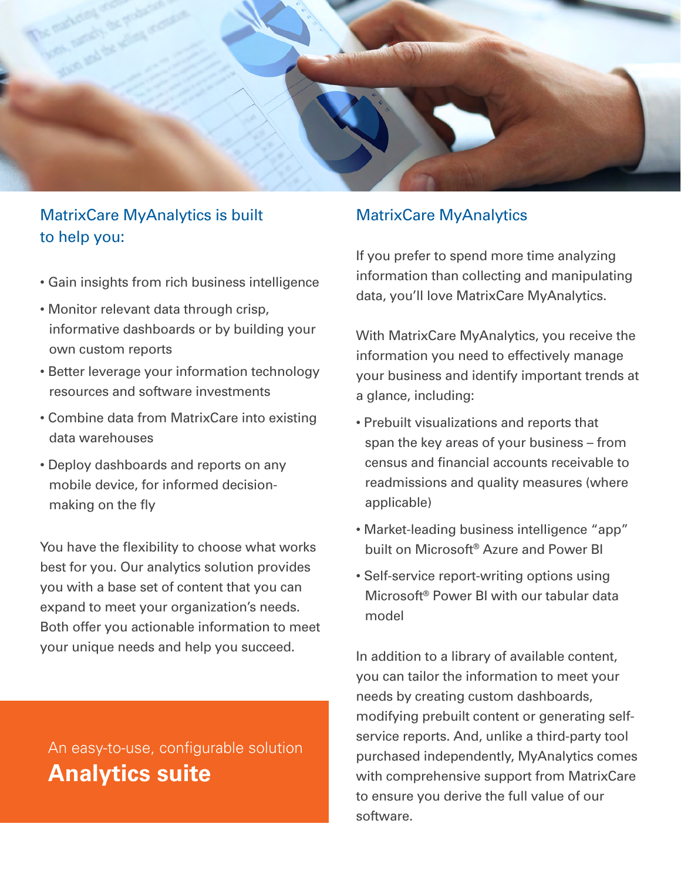## MatrixCare MyAnalytics is built to help you:

- Gain insights from rich business intelligence
- Monitor relevant data through crisp, informative dashboards or by building your own custom reports
- Better leverage your information technology resources and software investments
- Combine data from MatrixCare into existing data warehouses
- Deploy dashboards and reports on any mobile device, for informed decision-making on the fly

You have the flexibility to choose what works best for you. Our analytics solution provides you with a base set of content that you can expand to meet your organization's needs. Both offer you actionable information to meet your unique needs and help you succeed.

An easy-to-use, configurable solution

**Analytics suite**

## MatrixCare MyAnalytics

If you prefer to spend more time analyzing information than collecting and manipulating data, you'll love MatrixCare MyAnalytics.

With MatrixCare MyAnalytics, you receive the information you need to effectively manage your business and identify important trends at a glance, including:

- Prebuilt visualizations and reports that span the key areas of your business – from census and financial accounts receivable to readmissions and quality measures (where applicable)
- Market-leading business intelligence "app" built on Microsoft® Azure and Power BI
- Self-service report-writing options using Microsoft® Power BI with our tabular data model

In addition to a library of available content, you can tailor the information to meet your needs by creating custom dashboards, modifying prebuilt content or generating self-service reports. And, unlike a third-party tool purchased independently, MyAnalytics comes with comprehensive support from MatrixCare to ensure you derive the full value of our software.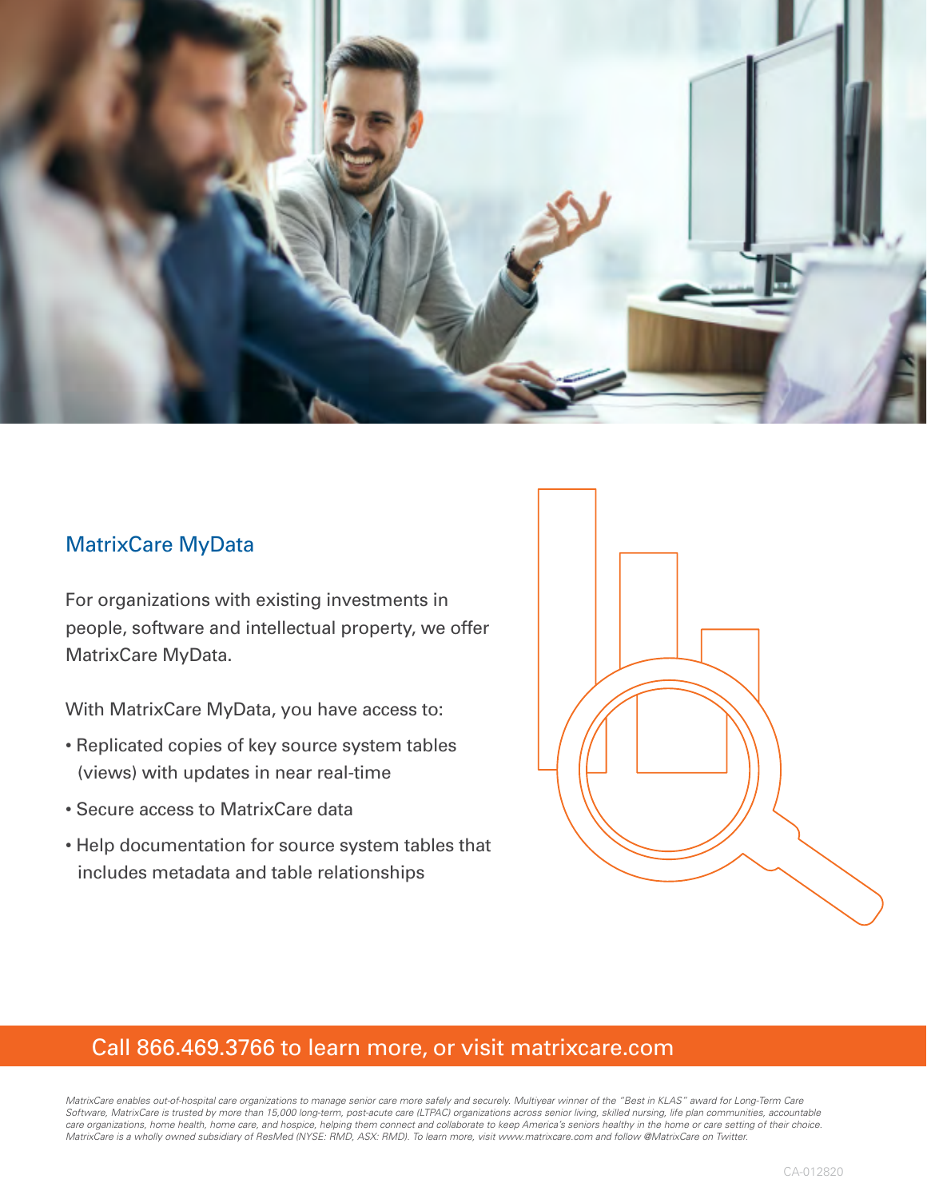## MatrixCare MyData

For organizations with existing investments in people, software and intellectual property, we offer MatrixCare MyData.

With MatrixCare MyData, you have access to:

- Replicated copies of key source system tables (views) with updates in near real-time
- Secure access to MatrixCare data
- Help documentation for source system tables that includes metadata and table relationships

**Call 866.469.3766 to learn more, or visit matrixcare.com**

*MatrixCare enables out-of-hospital care organizations to manage senior care more safely and securely. Multiyear winner of the "Best in KLAS" award for Long-Term Care Software, MatrixCare is trusted by more than 15,000 long-term, post-acute care (LTPAC) organizations across senior living, skilled nursing, life plan communities, accountable care organizations, home health, home care, and hospice, helping them connect and collaborate to keep America's seniors healthy in the home or care setting of their choice. MatrixCare is a wholly owned subsidiary of ResMed (NYSE: RMD, ASX: RMD). To learn more, visit www.matrixcare.com and follow @MatrixCare on Twitter.*

CA-012820